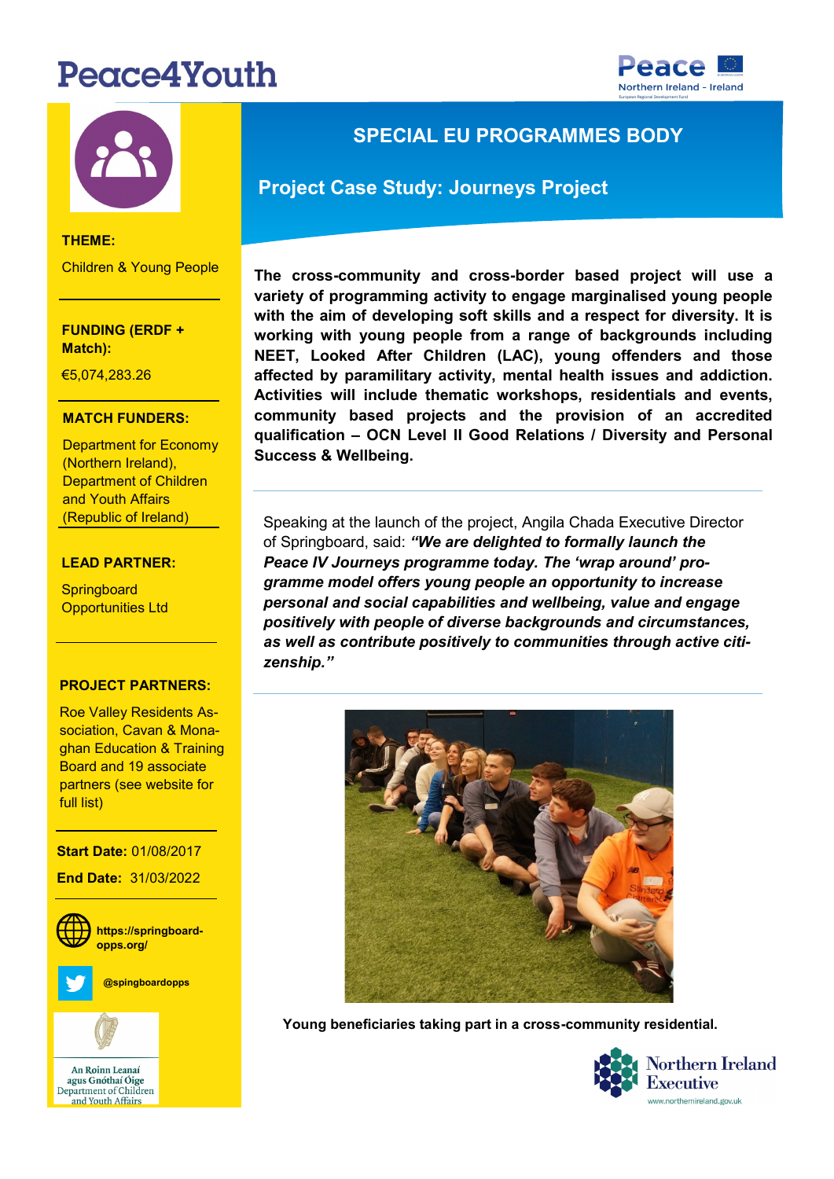# Peace4Youth

## SPECIAL EU PROGRAMMES BODY

### Project Case Study: Journeys Project

**THEME:**

Children & Young People

**FUNDING (ERDF + Match):**

€5,074,283.26

**MATCH FUNDERS:**

Department for Economy (Northern Ireland), Department of Children and Youth Affairs (Republic of Ireland)

**LEAD PARTNER:**

Springboard Opportunities Ltd

**PROJECT PARTNERS:**

Roe Valley Residents Association, Cavan & Monaghan Education & Training Board and 19 associate partners (see website for full list)

**Start Date:** 01/08/2017

**End Date:** 31/03/2022

**https://springboard-opps.org/**

**@spingboardopps**

**The cross-community and cross-border based project will use a variety of programming activity to engage marginalised young people with the aim of developing soft skills and a respect for diversity. It is working with young people from a range of backgrounds including NEET, Looked After Children (LAC), young offenders and those affected by paramilitary activity, mental health issues and addiction. Activities will include thematic workshops, residentials and events, community based projects and the provision of an accredited qualification – OCN Level II Good Relations / Diversity and Personal Success & Wellbeing.**

Speaking at the launch of the project, Angila Chada Executive Director of Springboard, said: ***"We are delighted to formally launch the Peace IV Journeys programme today. The 'wrap around' programme model offers young people an opportunity to increase personal and social capabilities and wellbeing, value and engage positively with people of diverse backgrounds and circumstances, as well as contribute positively to communities through active citizenship."***

**Young beneficiaries taking part in a cross-community residential.**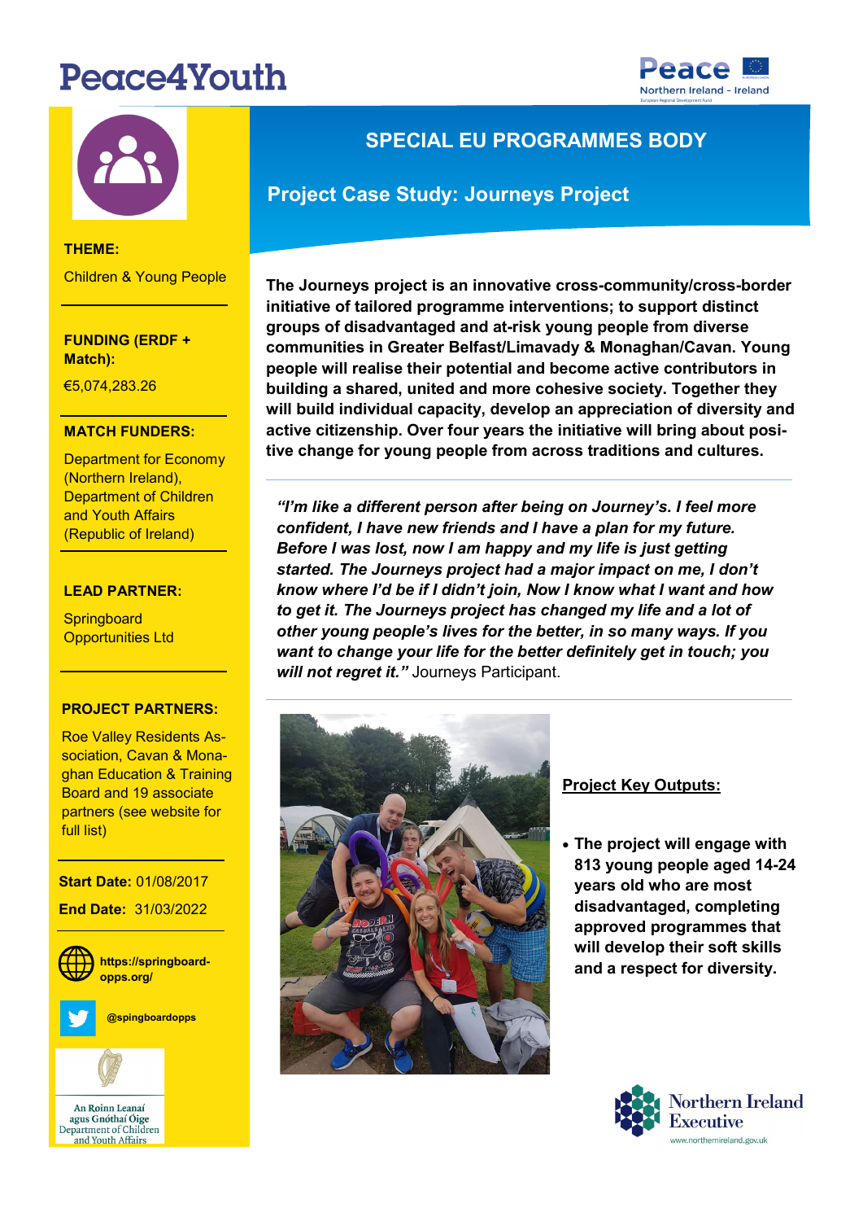# Peace4Youth

## SPECIAL EU PROGRAMMES BODY

## Project Case Study: Journeys Project

**THEME:**

Children & Young People

**FUNDING (ERDF + Match):**

€5,074,283.26

**MATCH FUNDERS:**

Department for Economy (Northern Ireland), Department of Children and Youth Affairs (Republic of Ireland)

**LEAD PARTNER:**

Springboard Opportunities Ltd

**PROJECT PARTNERS:**

Roe Valley Residents Association, Cavan & Monaghan Education & Training Board and 19 associate partners (see website for full list)

**Start Date:** 01/08/2017

**End Date:** 31/03/2022

https://springboard-opps.org/

@spingboardopps

**The Journeys project is an innovative cross-community/cross-border initiative of tailored programme interventions; to support distinct groups of disadvantaged and at-risk young people from diverse communities in Greater Belfast/Limavady & Monaghan/Cavan. Young people will realise their potential and become active contributors in building a shared, united and more cohesive society. Together they will build individual capacity, develop an appreciation of diversity and active citizenship. Over four years the initiative will bring about positive change for young people from across traditions and cultures.**

***"I'm like a different person after being on Journey's. I feel more confident, I have new friends and I have a plan for my future. Before I was lost, now I am happy and my life is just getting started. The Journeys project had a major impact on me, I don't know where I'd be if I didn't join, Now I know what I want and how to get it. The Journeys project has changed my life and a lot of other young people's lives for the better, in so many ways. If you want to change your life for the better definitely get in touch; you will not regret it."*** Journeys Participant.

**Project Key Outputs:**

- **The project will engage with 813 young people aged 14-24 years old who are most disadvantaged, completing approved programmes that will develop their soft skills and a respect for diversity.**